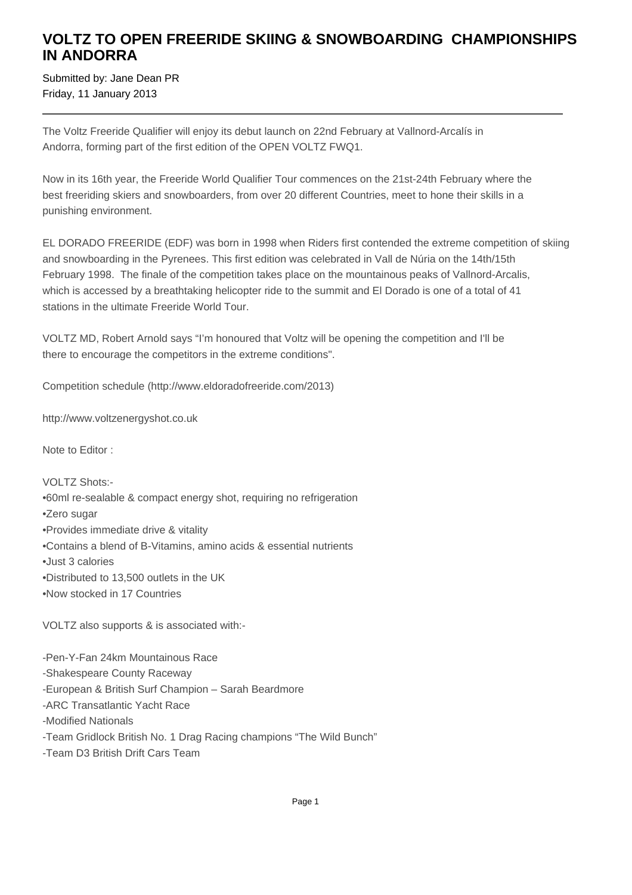# VOLTZ TO OPEN FREERIDE SKIING & SNOWBOARDING CHAMPIONSHIPS IN ANDORRA

Submitted by: Jane Dean PR
Friday, 11 January 2013

---

The Voltz Freeride Qualifier will enjoy its debut launch on 22nd February at Vallnord-Arcalís in Andorra, forming part of the first edition of the OPEN VOLTZ FWQ1.

Now in its 16th year, the Freeride World Qualifier Tour commences on the 21st-24th February where the best freeriding skiers and snowboarders, from over 20 different Countries, meet to hone their skills in a punishing environment.

EL DORADO FREERIDE (EDF) was born in 1998 when Riders first contended the extreme competition of skiing and snowboarding in the Pyrenees. This first edition was celebrated in Vall de Núria on the 14th/15th February 1998. The finale of the competition takes place on the mountainous peaks of Vallnord-Arcalis, which is accessed by a breathtaking helicopter ride to the summit and El Dorado is one of a total of 41 stations in the ultimate Freeride World Tour.

VOLTZ MD, Robert Arnold says "I'm honoured that Voltz will be opening the competition and I'll be there to encourage the competitors in the extreme conditions".

Competition schedule (http://www.eldoradofreeride.com/2013)

http://www.voltzenergyshot.co.uk

Note to Editor :

VOLTZ Shots:-
•60ml re-sealable & compact energy shot, requiring no refrigeration
•Zero sugar
•Provides immediate drive & vitality
•Contains a blend of B-Vitamins, amino acids & essential nutrients
•Just 3 calories
•Distributed to 13,500 outlets in the UK
•Now stocked in 17 Countries

VOLTZ also supports & is associated with:-

-Pen-Y-Fan 24km Mountainous Race
-Shakespeare County Raceway
-European & British Surf Champion – Sarah Beardmore
-ARC Transatlantic Yacht Race
-Modified Nationals
-Team Gridlock British No. 1 Drag Racing champions "The Wild Bunch"
-Team D3 British Drift Cars Team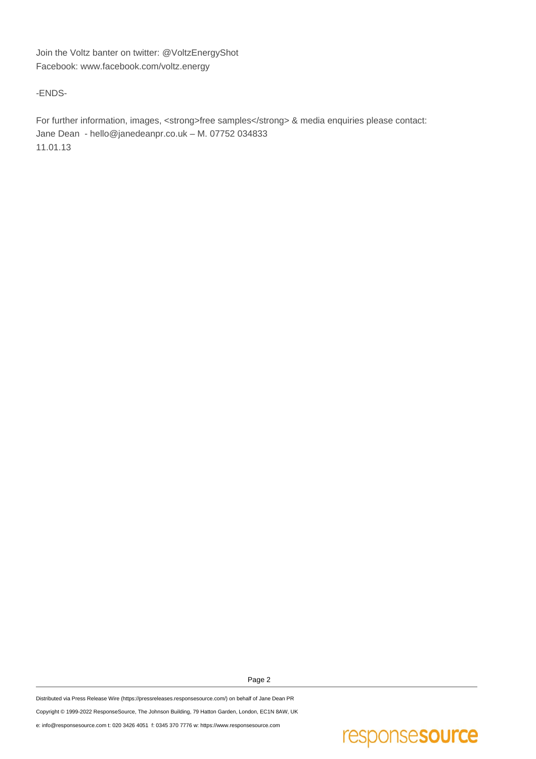Join the Voltz banter on twitter: @VoltzEnergyShot
Facebook: www.facebook.com/voltz.energy

-ENDS-

For further information, images, <strong>free samples</strong> & media enquiries please contact:
Jane Dean - hello@janedeanpr.co.uk – M. 07752 034833
11.01.13